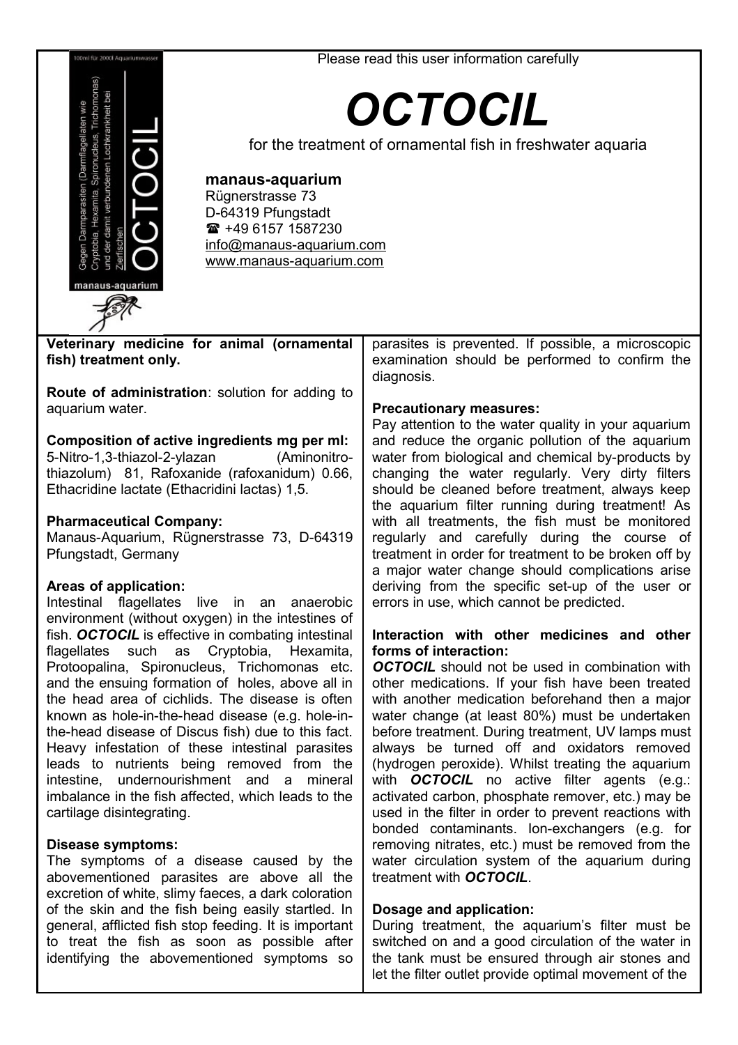Please read this user information carefully

# OCTOCIL

for the treatment of ornamental fish in freshwater aquaria

**manaus-aquarium**
Rügnerstrasse 73
D-64319 Pfungstadt
☎ +49 6157 1587230
info@manaus-aquarium.com
www.manaus-aquarium.com

**Veterinary medicine for animal (ornamental fish) treatment only.**

**Route of administration**: solution for adding to aquarium water.

**Composition of active ingredients mg per ml:**
5-Nitro-1,3-thiazol-2-ylazan (Aminonitro-thiazolum) 81, Rafoxanide (rafoxanidum) 0.66, Ethacridine lactate (Ethacridini lactas) 1,5.

**Pharmaceutical Company:**
Manaus-Aquarium, Rügnerstrasse 73, D-64319 Pfungstadt, Germany

**Areas of application:**
Intestinal flagellates live in an anaerobic environment (without oxygen) in the intestines of fish. ***OCTOCIL*** is effective in combating intestinal flagellates such as Cryptobia, Hexamita, Protoopalina, Spironucleus, Trichomonas etc. and the ensuing formation of holes, above all in the head area of cichlids. The disease is often known as hole-in-the-head disease (e.g. hole-in-the-head disease of Discus fish) due to this fact. Heavy infestation of these intestinal parasites leads to nutrients being removed from the intestine, undernourishment and a mineral imbalance in the fish affected, which leads to the cartilage disintegrating.

**Disease symptoms:**
The symptoms of a disease caused by the abovementioned parasites are above all the excretion of white, slimy faeces, a dark coloration of the skin and the fish being easily startled. In general, afflicted fish stop feeding. It is important to treat the fish as soon as possible after identifying the abovementioned symptoms so parasites is prevented. If possible, a microscopic examination should be performed to confirm the diagnosis.

**Precautionary measures:**
Pay attention to the water quality in your aquarium and reduce the organic pollution of the aquarium water from biological and chemical by-products by changing the water regularly. Very dirty filters should be cleaned before treatment, always keep the aquarium filter running during treatment! As with all treatments, the fish must be monitored regularly and carefully during the course of treatment in order for treatment to be broken off by a major water change should complications arise deriving from the specific set-up of the user or errors in use, which cannot be predicted.

**Interaction with other medicines and other forms of interaction:**
***OCTOCIL*** should not be used in combination with other medications. If your fish have been treated with another medication beforehand then a major water change (at least 80%) must be undertaken before treatment. During treatment, UV lamps must always be turned off and oxidators removed (hydrogen peroxide). Whilst treating the aquarium with ***OCTOCIL*** no active filter agents (e.g.: activated carbon, phosphate remover, etc.) may be used in the filter in order to prevent reactions with bonded contaminants. Ion-exchangers (e.g. for removing nitrates, etc.) must be removed from the water circulation system of the aquarium during treatment with ***OCTOCIL***.

**Dosage and application:**
During treatment, the aquarium's filter must be switched on and a good circulation of the water in the tank must be ensured through air stones and let the filter outlet provide optimal movement of the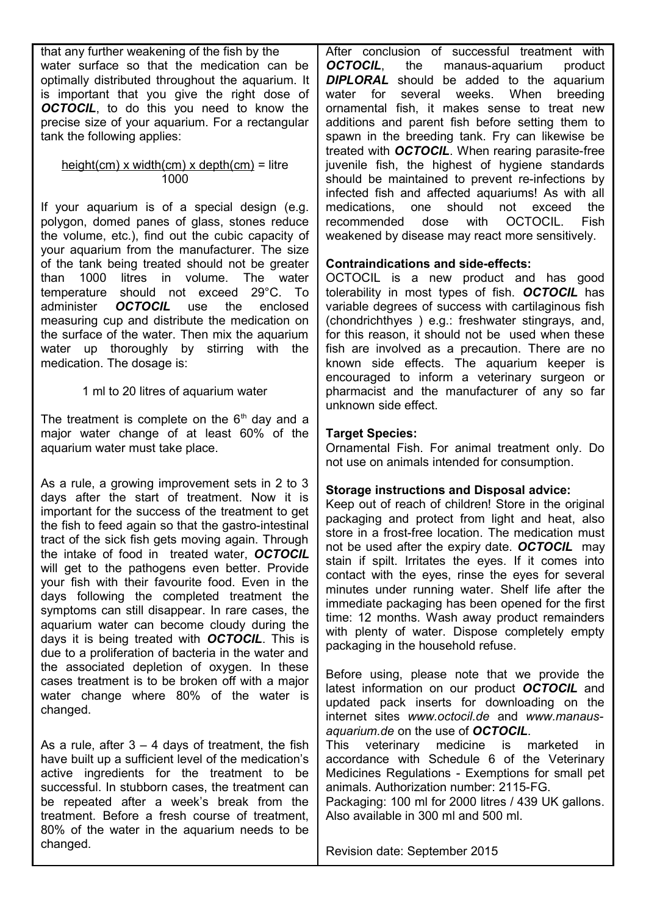that any further weakening of the fish by the water surface so that the medication can be optimally distributed throughout the aquarium. It is important that you give the right dose of ***OCTOCIL***, to do this you need to know the precise size of your aquarium. For a rectangular tank the following applies:

$$\frac{\text{height(cm)} \times \text{width(cm)} \times \text{depth(cm)}}{1000} = \text{litre}$$

If your aquarium is of a special design (e.g. polygon, domed panes of glass, stones reduce the volume, etc.), find out the cubic capacity of your aquarium from the manufacturer. The size of the tank being treated should not be greater than 1000 litres in volume. The water temperature should not exceed 29°C. To administer ***OCTOCIL*** use the enclosed measuring cup and distribute the medication on the surface of the water. Then mix the aquarium water up thoroughly by stirring with the medication. The dosage is:

1 ml to 20 litres of aquarium water

The treatment is complete on the $6^{th}$ day and a major water change of at least 60% of the aquarium water must take place.

As a rule, a growing improvement sets in 2 to 3 days after the start of treatment. Now it is important for the success of the treatment to get the fish to feed again so that the gastro-intestinal tract of the sick fish gets moving again. Through the intake of food in treated water, ***OCTOCIL*** will get to the pathogens even better. Provide your fish with their favourite food. Even in the days following the completed treatment the symptoms can still disappear. In rare cases, the aquarium water can become cloudy during the days it is being treated with ***OCTOCIL***. This is due to a proliferation of bacteria in the water and the associated depletion of oxygen. In these cases treatment is to be broken off with a major water change where 80% of the water is changed.

As a rule, after 3 – 4 days of treatment, the fish have built up a sufficient level of the medication's active ingredients for the treatment to be successful. In stubborn cases, the treatment can be repeated after a week's break from the treatment. Before a fresh course of treatment, 80% of the water in the aquarium needs to be changed.

After conclusion of successful treatment with ***OCTOCIL***, the manaus-aquarium product ***DIPLORAL*** should be added to the aquarium water for several weeks. When breeding ornamental fish, it makes sense to treat new additions and parent fish before setting them to spawn in the breeding tank. Fry can likewise be treated with ***OCTOCIL***. When rearing parasite-free juvenile fish, the highest of hygiene standards should be maintained to prevent re-infections by infected fish and affected aquariums! As with all medications, one should not exceed the recommended dose with OCTOCIL. Fish weakened by disease may react more sensitively.

**Contraindications and side-effects:**

OCTOCIL is a new product and has good tolerability in most types of fish. ***OCTOCIL*** has variable degrees of success with cartilaginous fish (chondrichthyes ) e.g.: freshwater stingrays, and, for this reason, it should not be used when these fish are involved as a precaution. There are no known side effects. The aquarium keeper is encouraged to inform a veterinary surgeon or pharmacist and the manufacturer of any so far unknown side effect.

**Target Species:**

Ornamental Fish. For animal treatment only. Do not use on animals intended for consumption.

**Storage instructions and Disposal advice:**

Keep out of reach of children! Store in the original packaging and protect from light and heat, also store in a frost-free location. The medication must not be used after the expiry date. ***OCTOCIL*** may stain if spilt. Irritates the eyes. If it comes into contact with the eyes, rinse the eyes for several minutes under running water. Shelf life after the immediate packaging has been opened for the first time: 12 months. Wash away product remainders with plenty of water. Dispose completely empty packaging in the household refuse.

Before using, please note that we provide the latest information on our product ***OCTOCIL*** and updated pack inserts for downloading on the internet sites *www.octocil.de* and *www.manaus-aquarium.de* on the use of ***OCTOCIL***.

This veterinary medicine is marketed in accordance with Schedule 6 of the Veterinary Medicines Regulations - Exemptions for small pet animals. Authorization number: 2115-FG.

Packaging: 100 ml for 2000 litres / 439 UK gallons. Also available in 300 ml and 500 ml.

Revision date: September 2015